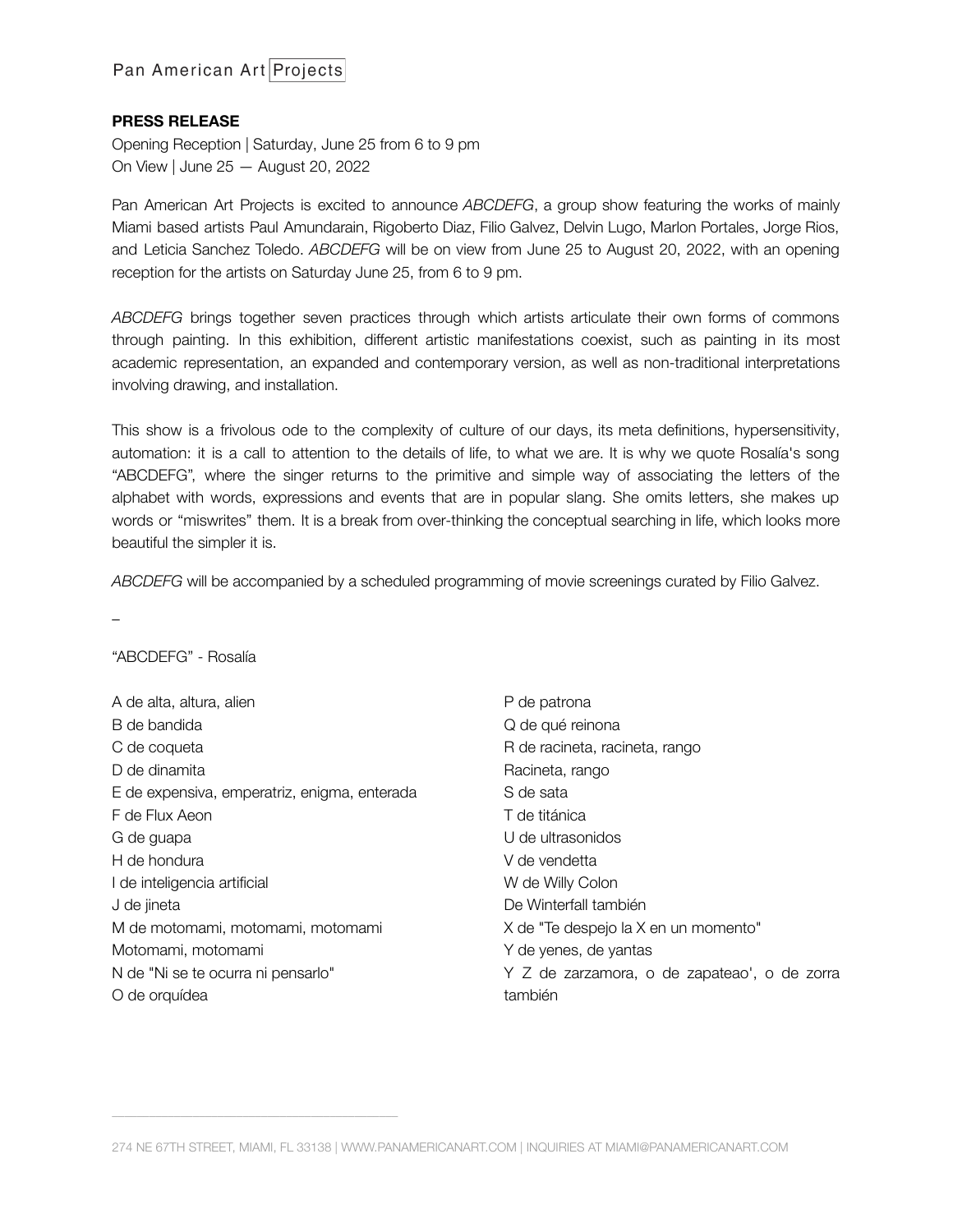Pan American Art Projects

**PRESS RELEASE**

Opening Reception | Saturday, June 25 from 6 to 9 pm
On View | June 25 — August 20, 2022

Pan American Art Projects is excited to announce *ABCDEFG*, a group show featuring the works of mainly Miami based artists Paul Amundarain, Rigoberto Diaz, Filio Galvez, Delvin Lugo, Marlon Portales, Jorge Rios, and Leticia Sanchez Toledo. *ABCDEFG* will be on view from June 25 to August 20, 2022, with an opening reception for the artists on Saturday June 25, from 6 to 9 pm.

*ABCDEFG* brings together seven practices through which artists articulate their own forms of commons through painting. In this exhibition, different artistic manifestations coexist, such as painting in its most academic representation, an expanded and contemporary version, as well as non-traditional interpretations involving drawing, and installation.

This show is a frivolous ode to the complexity of culture of our days, its meta definitions, hypersensitivity, automation: it is a call to attention to the details of life, to what we are. It is why we quote Rosalía's song "ABCDEFG", where the singer returns to the primitive and simple way of associating the letters of the alphabet with words, expressions and events that are in popular slang. She omits letters, she makes up words or "miswrites" them. It is a break from over-thinking the conceptual searching in life, which looks more beautiful the simpler it is.

*ABCDEFG* will be accompanied by a scheduled programming of movie screenings curated by Filio Galvez.

–

"ABCDEFG" - Rosalía

A de alta, altura, alien
B de bandida
C de coqueta
D de dinamita
E de expensiva, emperatriz, enigma, enterada
F de Flux Aeon
G de guapa
H de hondura
I de inteligencia artificial
J de jineta
M de motomami, motomami, motomami
Motomami, motomami
N de "Ni se te ocurra ni pensarlo"
O de orquídea
P de patrona
Q de qué reinona
R de racineta, racineta, rango
Racineta, rango
S de sata
T de titánica
U de ultrasonidos
V de vendetta
W de Willy Colon
De Winterfall también
X de "Te despejo la X en un momento"
Y de yenes, de yantas
Y Z de zarzamora, o de zapateao', o de zorra también

274 NE 67TH STREET, MIAMI, FL 33138 | WWW.PANAMERICANART.COM | INQUIRIES AT MIAMI@PANAMERICANART.COM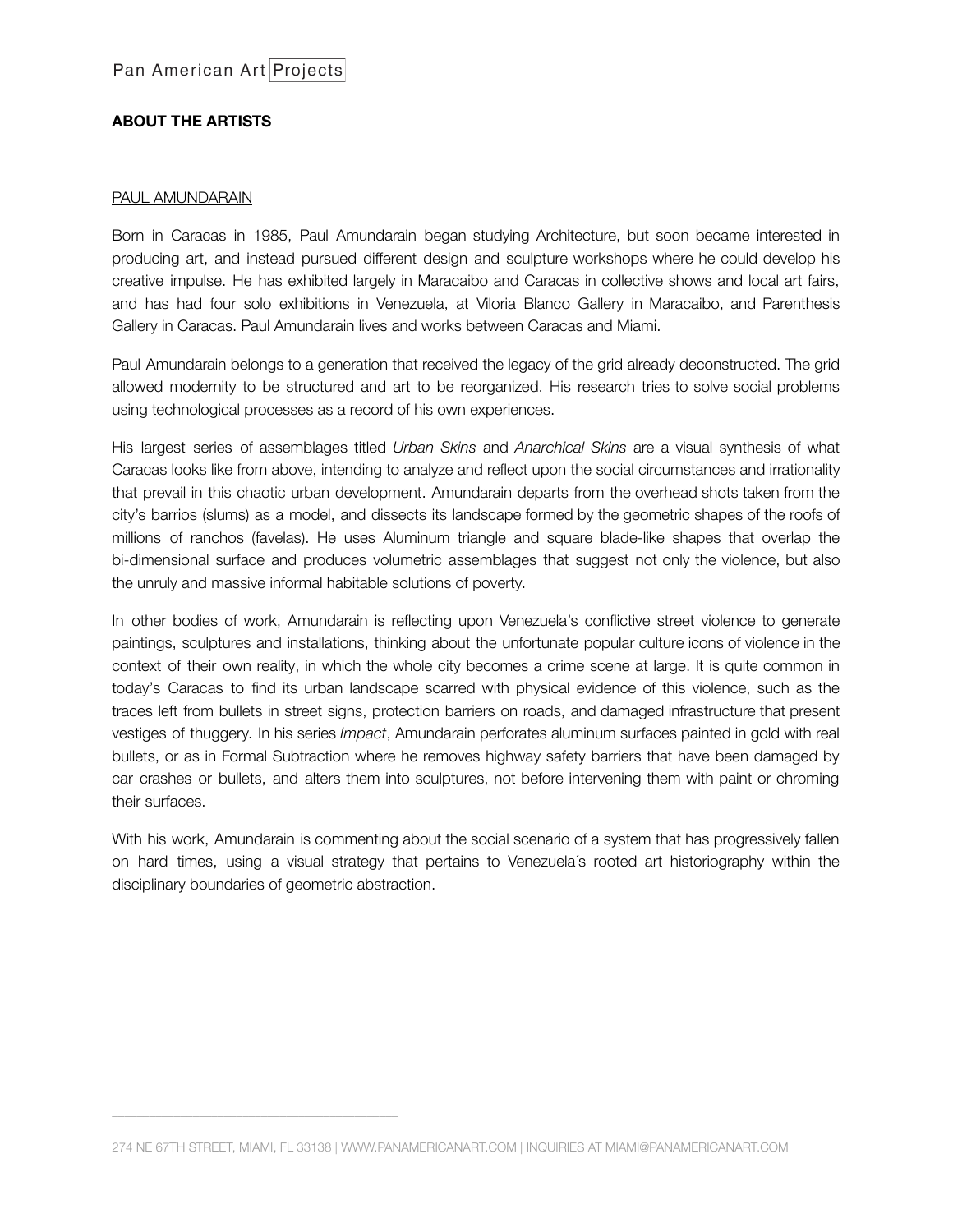## ABOUT THE ARTISTS

PAUL AMUNDARAIN

Born in Caracas in 1985, Paul Amundarain began studying Architecture, but soon became interested in producing art, and instead pursued different design and sculpture workshops where he could develop his creative impulse. He has exhibited largely in Maracaibo and Caracas in collective shows and local art fairs, and has had four solo exhibitions in Venezuela, at Viloria Blanco Gallery in Maracaibo, and Parenthesis Gallery in Caracas. Paul Amundarain lives and works between Caracas and Miami.

Paul Amundarain belongs to a generation that received the legacy of the grid already deconstructed. The grid allowed modernity to be structured and art to be reorganized. His research tries to solve social problems using technological processes as a record of his own experiences.

His largest series of assemblages titled *Urban Skins* and *Anarchical Skins* are a visual synthesis of what Caracas looks like from above, intending to analyze and reflect upon the social circumstances and irrationality that prevail in this chaotic urban development. Amundarain departs from the overhead shots taken from the city's barrios (slums) as a model, and dissects its landscape formed by the geometric shapes of the roofs of millions of ranchos (favelas). He uses Aluminum triangle and square blade-like shapes that overlap the bi-dimensional surface and produces volumetric assemblages that suggest not only the violence, but also the unruly and massive informal habitable solutions of poverty.

In other bodies of work, Amundarain is reflecting upon Venezuela's conflictive street violence to generate paintings, sculptures and installations, thinking about the unfortunate popular culture icons of violence in the context of their own reality, in which the whole city becomes a crime scene at large. It is quite common in today's Caracas to find its urban landscape scarred with physical evidence of this violence, such as the traces left from bullets in street signs, protection barriers on roads, and damaged infrastructure that present vestiges of thuggery. In his series *Impact*, Amundarain perforates aluminum surfaces painted in gold with real bullets, or as in Formal Subtraction where he removes highway safety barriers that have been damaged by car crashes or bullets, and alters them into sculptures, not before intervening them with paint or chroming their surfaces.

With his work, Amundarain is commenting about the social scenario of a system that has progressively fallen on hard times, using a visual strategy that pertains to Venezuela´s rooted art historiography within the disciplinary boundaries of geometric abstraction.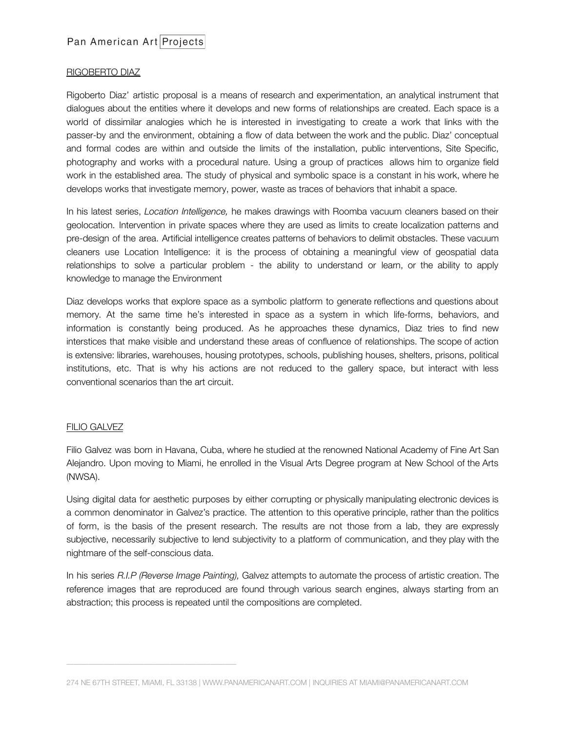## RIGOBERTO DIAZ

Rigoberto Diaz' artistic proposal is a means of research and experimentation, an analytical instrument that dialogues about the entities where it develops and new forms of relationships are created. Each space is a world of dissimilar analogies which he is interested in investigating to create a work that links with the passer-by and the environment, obtaining a flow of data between the work and the public. Diaz' conceptual and formal codes are within and outside the limits of the installation, public interventions, Site Specific, photography and works with a procedural nature. Using a group of practices allows him to organize field work in the established area. The study of physical and symbolic space is a constant in his work, where he develops works that investigate memory, power, waste as traces of behaviors that inhabit a space.

In his latest series, *Location Intelligence,* he makes drawings with Roomba vacuum cleaners based on their geolocation. Intervention in private spaces where they are used as limits to create localization patterns and pre-design of the area. Artificial intelligence creates patterns of behaviors to delimit obstacles. These vacuum cleaners use Location Intelligence: it is the process of obtaining a meaningful view of geospatial data relationships to solve a particular problem - the ability to understand or learn, or the ability to apply knowledge to manage the Environment

Diaz develops works that explore space as a symbolic platform to generate reflections and questions about memory. At the same time he's interested in space as a system in which life-forms, behaviors, and information is constantly being produced. As he approaches these dynamics, Diaz tries to find new interstices that make visible and understand these areas of confluence of relationships. The scope of action is extensive: libraries, warehouses, housing prototypes, schools, publishing houses, shelters, prisons, political institutions, etc. That is why his actions are not reduced to the gallery space, but interact with less conventional scenarios than the art circuit.

## FILIO GALVEZ

Filio Galvez was born in Havana, Cuba, where he studied at the renowned National Academy of Fine Art San Alejandro. Upon moving to Miami, he enrolled in the Visual Arts Degree program at New School of the Arts (NWSA).

Using digital data for aesthetic purposes by either corrupting or physically manipulating electronic devices is a common denominator in Galvez's practice. The attention to this operative principle, rather than the politics of form, is the basis of the present research. The results are not those from a lab, they are expressly subjective, necessarily subjective to lend subjectivity to a platform of communication, and they play with the nightmare of the self-conscious data.

In his series *R.I.P (Reverse Image Painting),* Galvez attempts to automate the process of artistic creation. The reference images that are reproduced are found through various search engines, always starting from an abstraction; this process is repeated until the compositions are completed.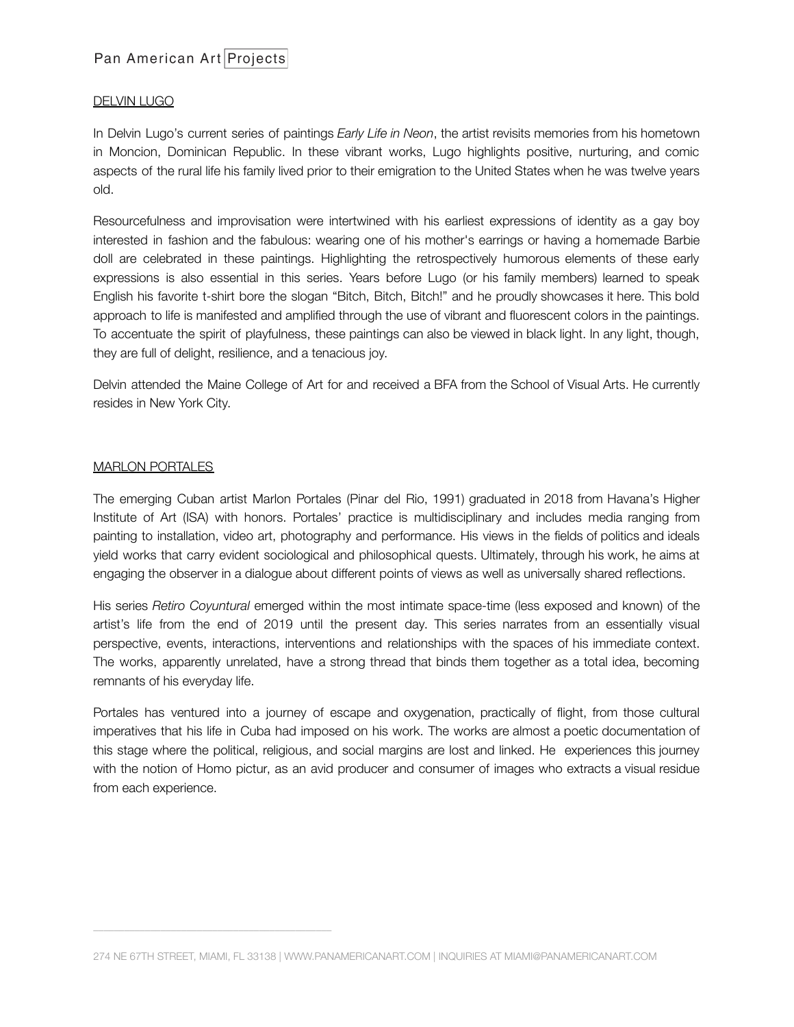DELVIN LUGO

In Delvin Lugo's current series of paintings *Early Life in Neon*, the artist revisits memories from his hometown in Moncion, Dominican Republic. In these vibrant works, Lugo highlights positive, nurturing, and comic aspects of the rural life his family lived prior to their emigration to the United States when he was twelve years old.

Resourcefulness and improvisation were intertwined with his earliest expressions of identity as a gay boy interested in fashion and the fabulous: wearing one of his mother's earrings or having a homemade Barbie doll are celebrated in these paintings. Highlighting the retrospectively humorous elements of these early expressions is also essential in this series. Years before Lugo (or his family members) learned to speak English his favorite t-shirt bore the slogan "Bitch, Bitch, Bitch!" and he proudly showcases it here. This bold approach to life is manifested and amplified through the use of vibrant and fluorescent colors in the paintings. To accentuate the spirit of playfulness, these paintings can also be viewed in black light. In any light, though, they are full of delight, resilience, and a tenacious joy.

Delvin attended the Maine College of Art for and received a BFA from the School of Visual Arts. He currently resides in New York City.

MARLON PORTALES

The emerging Cuban artist Marlon Portales (Pinar del Rio, 1991) graduated in 2018 from Havana's Higher Institute of Art (ISA) with honors. Portales' practice is multidisciplinary and includes media ranging from painting to installation, video art, photography and performance. His views in the fields of politics and ideals yield works that carry evident sociological and philosophical quests. Ultimately, through his work, he aims at engaging the observer in a dialogue about different points of views as well as universally shared reflections.

His series *Retiro Coyuntural* emerged within the most intimate space-time (less exposed and known) of the artist's life from the end of 2019 until the present day. This series narrates from an essentially visual perspective, events, interactions, interventions and relationships with the spaces of his immediate context. The works, apparently unrelated, have a strong thread that binds them together as a total idea, becoming remnants of his everyday life.

Portales has ventured into a journey of escape and oxygenation, practically of flight, from those cultural imperatives that his life in Cuba had imposed on his work. The works are almost a poetic documentation of this stage where the political, religious, and social margins are lost and linked. He experiences this journey with the notion of Homo pictur, as an avid producer and consumer of images who extracts a visual residue from each experience.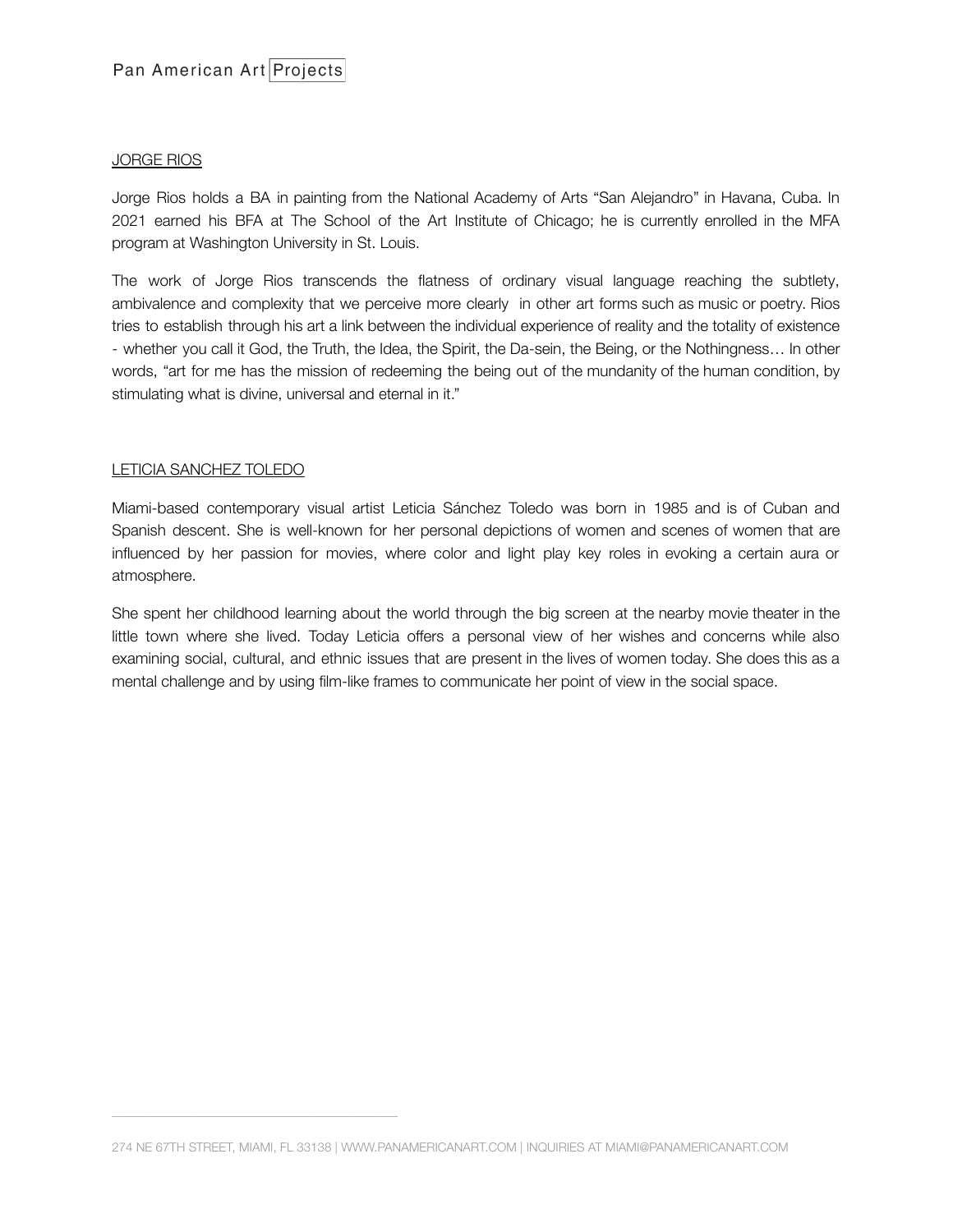## JORGE RIOS

Jorge Rios holds a BA in painting from the National Academy of Arts “San Alejandro” in Havana, Cuba. In 2021 earned his BFA at The School of the Art Institute of Chicago; he is currently enrolled in the MFA program at Washington University in St. Louis.

The work of Jorge Rios transcends the flatness of ordinary visual language reaching the subtlety, ambivalence and complexity that we perceive more clearly in other art forms such as music or poetry. Rios tries to establish through his art a link between the individual experience of reality and the totality of existence - whether you call it God, the Truth, the Idea, the Spirit, the Da-sein, the Being, or the Nothingness… In other words, “art for me has the mission of redeeming the being out of the mundanity of the human condition, by stimulating what is divine, universal and eternal in it.”

## LETICIA SANCHEZ TOLEDO

Miami-based contemporary visual artist Leticia Sánchez Toledo was born in 1985 and is of Cuban and Spanish descent. She is well-known for her personal depictions of women and scenes of women that are influenced by her passion for movies, where color and light play key roles in evoking a certain aura or atmosphere.

She spent her childhood learning about the world through the big screen at the nearby movie theater in the little town where she lived. Today Leticia offers a personal view of her wishes and concerns while also examining social, cultural, and ethnic issues that are present in the lives of women today. She does this as a mental challenge and by using film-like frames to communicate her point of view in the social space.